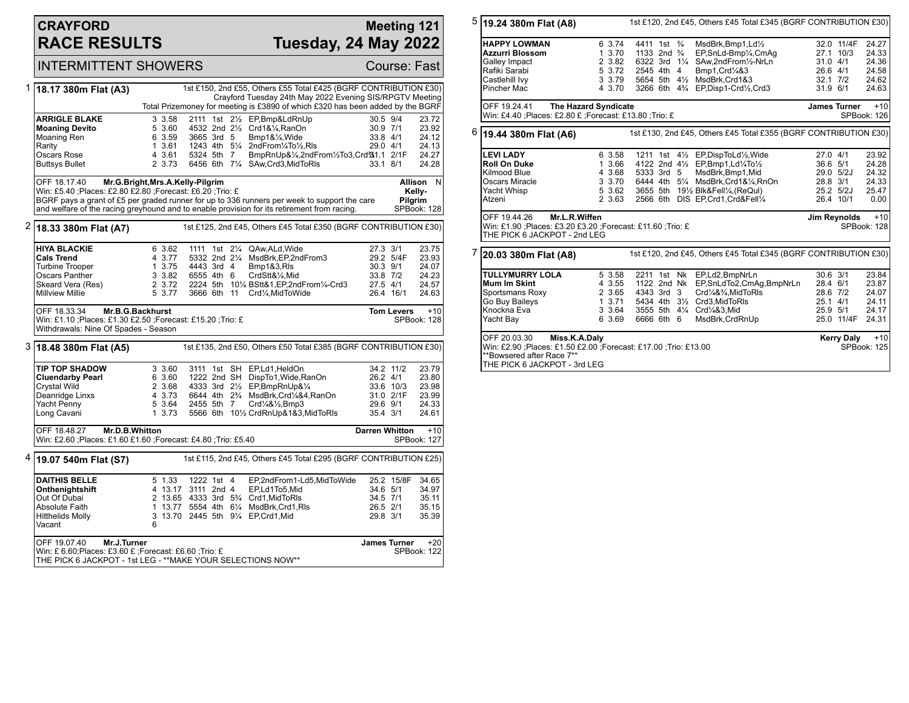# CRAYFORD RACE RESULTS

## Meeting 121 — Tuesday, 24 May 2022

INTERMITTENT SHOWERS — Course: Fast

### 1 — 18.17 380m Flat (A3)

1st £150, 2nd £55, Others £55 Total £425 (BGRF CONTRIBUTION £30)
Crayford Tuesday 24th May 2022 Evening SIS/RPGTV Meeting
Total Prizemoney for meeting is £3890 of which £320 has been added by the BGRF

| Greyhound | Trap | Sect | Bends | Pos | Dist | Remarks | Wght | SP | Time |
|---|---|---|---|---|---|---|---|---|---|
| **ARRIGLE BLAKE** | 3 | 3.58 | 2111 | 1st | 2½ | EP,Bmp&LdRnUp | 30.5 | 9/4 | 23.72 |
| **Moaning Devito** | 5 | 3.60 | 4532 | 2nd | 2½ | Crd1&¼,RanOn | 30.9 | 7/1 | 23.92 |
| Moaning Ren | 6 | 3.59 | 3665 | 3rd | 5 | Bmp1&¼,Wide | 33.8 | 4/1 | 24.12 |
| Rarity | 1 | 3.61 | 1243 | 4th | 5¼ | 2ndFrom¼To½,Rls | 29.0 | 4/1 | 24.13 |
| Oscars Rose | 4 | 3.61 | 5324 | 5th | 7 | BmpRnUp&¼,2ndFrom½To3,Crd3 | 31.1 | 2/1F | 24.27 |
| Buttsys Bullet | 2 | 3.73 | 6456 | 6th | 7¼ | SAw,Crd3,MidToRls | 33.1 | 8/1 | 24.28 |

OFF 18.17.40 **Mr.G.Bright,Mrs.A.Kelly-Pilgrim** — **Allison Kelly-Pilgrim** N
Win: £5.40 ;Places: £2.80 £2.80 ;Forecast: £6.20 ;Trio: £ — SPBook: 128
BGRF pays a grant of £5 per graded runner for up to 336 runners per week to support the care and welfare of the racing greyhound and to enable provision for its retirement from racing.

### 2 — 18.33 380m Flat (A7)

1st £125, 2nd £45, Others £45 Total £350 (BGRF CONTRIBUTION £30)

| Greyhound | Trap | Sect | Bends | Pos | Dist | Remarks | Wght | SP | Time |
|---|---|---|---|---|---|---|---|---|---|
| **HIYA BLACKIE** | 6 | 3.62 | 1111 | 1st | 2¼ | QAw,ALd,Wide | 27.3 | 3/1 | 23.75 |
| **Cals Trend** | 4 | 3.77 | 5332 | 2nd | 2¼ | MsdBrk,EP,2ndFrom3 | 29.2 | 5/4F | 23.93 |
| Turbine Trooper | 1 | 3.75 | 4443 | 3rd | 4 | Bmp1&3,Rls | 30.3 | 9/1 | 24.07 |
| Oscars Panther | 3 | 3.82 | 6555 | 4th | 6 | CrdStt&¼,Mid | 33.8 | 7/2 | 24.23 |
| Skeard Vera (Res) | 2 | 3.72 | 2224 | 5th | 10¼ | BStt&1,EP,2ndFrom¼-Crd3 | 27.5 | 4/1 | 24.57 |
| Millview Millie | 5 | 3.77 | 3666 | 6th | 11 | Crd¼,MidToWide | 26.4 | 16/1 | 24.63 |

OFF 18.33.34 **Mr.B.G.Backhurst** — **Tom Levers** +10
Win: £1.10 ;Places: £1.30 £2.50 ;Forecast: £15.20 ;Trio: £ — SPBook: 128
Withdrawals: Nine Of Spades - Season

### 3 — 18.48 380m Flat (A5)

1st £135, 2nd £50, Others £50 Total £385 (BGRF CONTRIBUTION £30)

| Greyhound | Trap | Sect | Bends | Pos | Dist | Remarks | Wght | SP | Time |
|---|---|---|---|---|---|---|---|---|---|
| **TIP TOP SHADOW** | 3 | 3.60 | 3111 | 1st | SH | EP,Ld1,HeldOn | 34.2 | 11/2 | 23.79 |
| **Cluendarby Pearl** | 6 | 3.60 | 1222 | 2nd | SH | DispTo1,Wide,RanOn | 26.2 | 4/1 | 23.80 |
| Crystal Wild | 2 | 3.68 | 4333 | 3rd | 2½ | EP,BmpRnUp&¼ | 33.6 | 10/3 | 23.98 |
| Deanridge Linxs | 4 | 3.73 | 6644 | 4th | 2¾ | MsdBrk,Crd¼&4,RanOn | 31.0 | 2/1F | 23.99 |
| Yacht Penny | 5 | 3.64 | 2455 | 5th | 7 | Crd¼&½,Bmp3 | 29.6 | 9/1 | 24.33 |
| Long Cavani | 1 | 3.73 | 5566 | 6th | 10½ | CrdRnUp&1&3,MidToRls | 35.4 | 3/1 | 24.61 |

OFF 18.48.27 **Mr.D.B.Whitton** — **Darren Whitton** +10
Win: £2.60 ;Places: £1.60 £1.60 ;Forecast: £4.80 ;Trio: £5.40 — SPBook: 127

### 4 — 19.07 540m Flat (S7)

1st £115, 2nd £45, Others £45 Total £295 (BGRF CONTRIBUTION £25)

| Greyhound | Trap | Sect | Bends | Pos | Dist | Remarks | Wght | SP | Time |
|---|---|---|---|---|---|---|---|---|---|
| **DAITHIS BELLE** | 5 | 1.33 | 1222 | 1st | 4 | EP,2ndFrom1-Ld5,MidToWide | 25.2 | 15/8F | 34.65 |
| **Onthenightshift** | 4 | 13.17 | 3111 | 2nd | 4 | EP,Ld1To5,Mid | 34.6 | 5/1 | 34.97 |
| Out Of Dubai | 2 | 13.65 | 4333 | 3rd | 5¾ | Crd1,MidToRls | 34.5 | 7/1 | 35.11 |
| Absolute Faith | 1 | 13.77 | 5554 | 4th | 6¼ | MsdBrk,Crd1,Rls | 26.5 | 2/1 | 35.15 |
| Hitthelids Molly | 3 | 13.70 | 2445 | 5th | 9¼ | EP,Crd1,Mid | 29.8 | 3/1 | 35.39 |
| Vacant | 6 | | | | | | | | |

OFF 19.07.40 **Mr.J.Turner** — **James Turner** +20
Win: £ 6.60;Places: £3.60 £ ;Forecast: £6.60 ;Trio: £ — SPBook: 122
THE PICK 6 JACKPOT - 1st LEG - **MAKE YOUR SELECTIONS NOW**

### 5 — 19.24 380m Flat (A8)

1st £120, 2nd £45, Others £45 Total £345 (BGRF CONTRIBUTION £30)

| Greyhound | Trap | Sect | Bends | Pos | Dist | Remarks | Wght | SP | Time |
|---|---|---|---|---|---|---|---|---|---|
| **HAPPY LOWMAN** | 6 | 3.74 | 4411 | 1st | ¾ | MsdBrk,Bmp1,Ld½ | 32.0 | 11/4F | 24.27 |
| **Azzurri Blossom** | 1 | 3.70 | 1133 | 2nd | ¾ | EP,SnLd-Bmp¼,CmAg | 27.1 | 10/3 | 24.33 |
| Galley Impact | 2 | 3.82 | 6322 | 3rd | 1¼ | SAw,2ndFrom½-NrLn | 31.0 | 4/1 | 24.36 |
| Rafiki Sarabi | 5 | 3.72 | 2545 | 4th | 4 | Bmp1,Crd¼&3 | 26.6 | 4/1 | 24.58 |
| Castlehill Ivy | 3 | 3.79 | 5654 | 5th | 4½ | MsdBrk,Crd1&3 | 32.1 | 7/2 | 24.62 |
| Pincher Mac | 4 | 3.70 | 3266 | 6th | 4¾ | EP,Disp1-Crd½,Crd3 | 31.9 | 6/1 | 24.63 |

OFF 19.24.41 **The Hazard Syndicate** — **James Turner** +10
Win: £4.40 ;Places: £2.80 £ ;Forecast: £13.80 ;Trio: £ — SPBook: 126

### 6 — 19.44 380m Flat (A6)

1st £130, 2nd £45, Others £45 Total £355 (BGRF CONTRIBUTION £30)

| Greyhound | Trap | Sect | Bends | Pos | Dist | Remarks | Wght | SP | Time |
|---|---|---|---|---|---|---|---|---|---|
| **LEVI LADY** | 6 | 3.58 | 1211 | 1st | 4½ | EP,DispToLd½,Wide | 27.0 | 4/1 | 23.92 |
| **Roll On Duke** | 1 | 3.66 | 4122 | 2nd | 4½ | EP,Bmp1,Ld¼To½ | 36.6 | 5/1 | 24.28 |
| Kilmood Blue | 4 | 3.68 | 5333 | 3rd | 5 | MsdBrk,Bmp1,Mid | 29.0 | 5/2J | 24.32 |
| Oscars Miracle | 3 | 3.70 | 6444 | 4th | 5¼ | MsdBrk,Crd1&¼,RnOn | 28.8 | 3/1 | 24.33 |
| Yacht Whisp | 5 | 3.62 | 3655 | 5th | 19½ | Blk&Fell¼,(ReQul) | 25.2 | 5/2J | 25.47 |
| Atzeni | 2 | 3.63 | 2566 | 6th | DIS | EP,Crd1,Crd&Fell¼ | 26.4 | 10/1 | 0.00 |

OFF 19.44.26 **Mr.L.R.Wiffen** — **Jim Reynolds** +10
Win: £1.90 ;Places: £3.20 £3.20 ;Forecast: £11.60 ;Trio: £ — SPBook: 128
THE PICK 6 JACKPOT - 2nd LEG

### 7 — 20.03 380m Flat (A8)

1st £120, 2nd £45, Others £45 Total £345 (BGRF CONTRIBUTION £30)

| Greyhound | Trap | Sect | Bends | Pos | Dist | Remarks | Wght | SP | Time |
|---|---|---|---|---|---|---|---|---|---|
| **TULLYMURRY LOLA** | 5 | 3.58 | 2211 | 1st | Nk | EP,Ld2,BmpNrLn | 30.6 | 3/1 | 23.84 |
| **Mum Im Skint** | 4 | 3.55 | 1122 | 2nd | Nk | EP,SnLdTo2,CmAg,BmpNrLn | 28.4 | 6/1 | 23.87 |
| Sportsmans Roxy | 2 | 3.65 | 4343 | 3rd | 3 | Crd¼&¾,MidToRls | 28.6 | 7/2 | 24.07 |
| Go Buy Baileys | 1 | 3.71 | 5434 | 4th | 3½ | Crd3,MidToRls | 25.1 | 4/1 | 24.11 |
| Knockna Eva | 3 | 3.64 | 3555 | 5th | 4¼ | Crd¼&3,Mid | 25.9 | 5/1 | 24.17 |
| Yacht Bay | 6 | 3.69 | 6666 | 6th | 6 | MsdBrk,CrdRnUp | 25.0 | 11/4F | 24.31 |

OFF 20.03.30 **Miss.K.A.Daly** — **Kerry Daly** +10
Win: £2.90 ;Places: £1.50 £2.00 ;Forecast: £17.00 ;Trio: £13.00 — SPBook: 125
**Bowsered after Race 7**
THE PICK 6 JACKPOT - 3rd LEG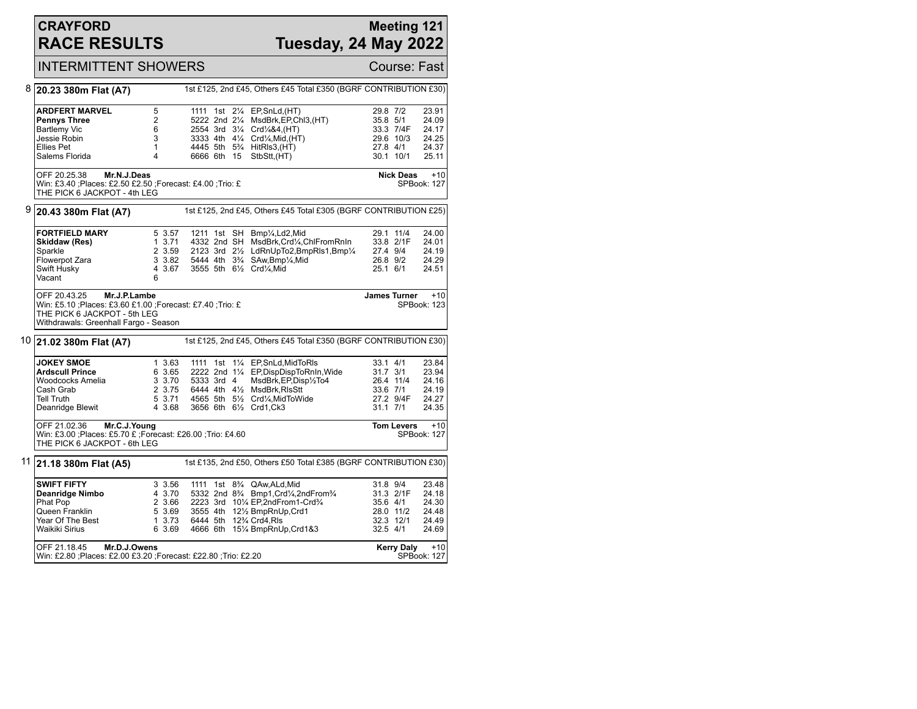# CRAYFORD RACE RESULTS

**Meeting 121 — Tuesday, 24 May 2022**

INTERMITTENT SHOWERS — Course: Fast

## 8 — 20.23 380m Flat (A7)

1st £125, 2nd £45, Others £45 Total £350 (BGRF CONTRIBUTION £30)

| | | | | | | | | | | |
|---|---|---|---|---|---|---|---|---|---|---|
| **ARDFERT MARVEL** | 5 | | 1111 | 1st | 2¼ | EP,SnLd,(HT) | 29.8 | 7/2 | 23.91 |
| **Pennys Three** | 2 | | 5222 | 2nd | 2¼ | MsdBrk,EP,Chl3,(HT) | 35.8 | 5/1 | 24.09 |
| Bartlemy Vic | 6 | | 2554 | 3rd | 3¼ | Crd¼&4,(HT) | 33.3 | 7/4F | 24.17 |
| Jessie Robin | 3 | | 3333 | 4th | 4¼ | Crd¼,Mid,(HT) | 29.6 | 10/3 | 24.25 |
| Ellies Pet | 1 | | 4445 | 5th | 5¾ | HitRls3,(HT) | 27.8 | 4/1 | 24.37 |
| Salems Florida | 4 | | 6666 | 6th | 15 | StbStt,(HT) | 30.1 | 10/1 | 25.11 |

OFF 20.25.38 **Mr.N.J.Deas** — **Nick Deas** +10
Win: £3.40 ;Places: £2.50 £2.50 ;Forecast: £4.00 ;Trio: £ — SPBook: 127
THE PICK 6 JACKPOT - 4th LEG

## 9 — 20.43 380m Flat (A7)

1st £125, 2nd £45, Others £45 Total £305 (BGRF CONTRIBUTION £25)

| | | | | | | | | | | |
|---|---|---|---|---|---|---|---|---|---|---|
| **FORTFIELD MARY** | 5 | 3.57 | 1211 | 1st | SH | Bmp¼,Ld2,Mid | 29.1 | 11/4 | 24.00 |
| **Skiddaw (Res)** | 1 | 3.71 | 4332 | 2nd | SH | MsdBrk,Crd¼,ChlFromRnIn | 33.8 | 2/1F | 24.01 |
| Sparkle | 2 | 3.59 | 2123 | 3rd | 2½ | LdRnUpTo2,BmpRls1,Bmp¼ | 27.4 | 9/4 | 24.19 |
| Flowerpot Zara | 3 | 3.82 | 5444 | 4th | 3¾ | SAw,Bmp¼,Mid | 26.8 | 9/2 | 24.29 |
| Swift Husky | 4 | 3.67 | 3555 | 5th | 6½ | Crd¼,Mid | 25.1 | 6/1 | 24.51 |
| Vacant | 6 | | | | | | | | |

OFF 20.43.25 **Mr.J.P.Lambe** — **James Turner** +10
Win: £5.10 ;Places: £3.60 £1.00 ;Forecast: £7.40 ;Trio: £ — SPBook: 123
THE PICK 6 JACKPOT - 5th LEG
Withdrawals: Greenhall Fargo - Season

## 10 — 21.02 380m Flat (A7)

1st £125, 2nd £45, Others £45 Total £350 (BGRF CONTRIBUTION £30)

| | | | | | | | | | | |
|---|---|---|---|---|---|---|---|---|---|---|
| **JOKEY SMOE** | 1 | 3.63 | 1111 | 1st | 1¼ | EP,SnLd,MidToRls | 33.1 | 4/1 | 23.84 |
| **Ardscull Prince** | 6 | 3.65 | 2222 | 2nd | 1¼ | EP,DispDispToRnIn,Wide | 31.7 | 3/1 | 23.94 |
| Woodcocks Amelia | 3 | 3.70 | 5333 | 3rd | 4 | MsdBrk,EP,Disp½To4 | 26.4 | 11/4 | 24.16 |
| Cash Grab | 2 | 3.75 | 6444 | 4th | 4½ | MsdBrk,RlsStt | 33.6 | 7/1 | 24.19 |
| Tell Truth | 5 | 3.71 | 4565 | 5th | 5½ | Crd¼,MidToWide | 27.2 | 9/4F | 24.27 |
| Deanridge Blewit | 4 | 3.68 | 3656 | 6th | 6½ | Crd1,Ck3 | 31.1 | 7/1 | 24.35 |

OFF 21.02.36 **Mr.C.J.Young** — **Tom Levers** +10
Win: £3.00 ;Places: £5.70 £ ;Forecast: £26.00 ;Trio: £4.60 — SPBook: 127
THE PICK 6 JACKPOT - 6th LEG

## 11 — 21.18 380m Flat (A5)

1st £135, 2nd £50, Others £50 Total £385 (BGRF CONTRIBUTION £30)

| | | | | | | | | | | |
|---|---|---|---|---|---|---|---|---|---|---|
| **SWIFT FIFTY** | 3 | 3.56 | 1111 | 1st | 8¾ | QAw,ALd,Mid | 31.8 | 9/4 | 23.48 |
| **Deanridge Nimbo** | 4 | 3.70 | 5332 | 2nd | 8¾ | Bmp1,Crd¼,2ndFrom¾ | 31.3 | 2/1F | 24.18 |
| Phat Pop | 2 | 3.66 | 2223 | 3rd | 10¼ | EP,2ndFrom1-Crd¾ | 35.6 | 4/1 | 24.30 |
| Queen Franklin | 5 | 3.69 | 3555 | 4th | 12½ | BmpRnUp,Crd1 | 28.0 | 11/2 | 24.48 |
| Year Of The Best | 1 | 3.73 | 6444 | 5th | 12¾ | Crd4,Rls | 32.3 | 12/1 | 24.49 |
| Waikiki Sirius | 6 | 3.69 | 4666 | 6th | 15¼ | BmpRnUp,Crd1&3 | 32.5 | 4/1 | 24.69 |

OFF 21.18.45 **Mr.D.J.Owens** — **Kerry Daly** +10
Win: £2.80 ;Places: £2.00 £3.20 ;Forecast: £22.80 ;Trio: £2.20 — SPBook: 127